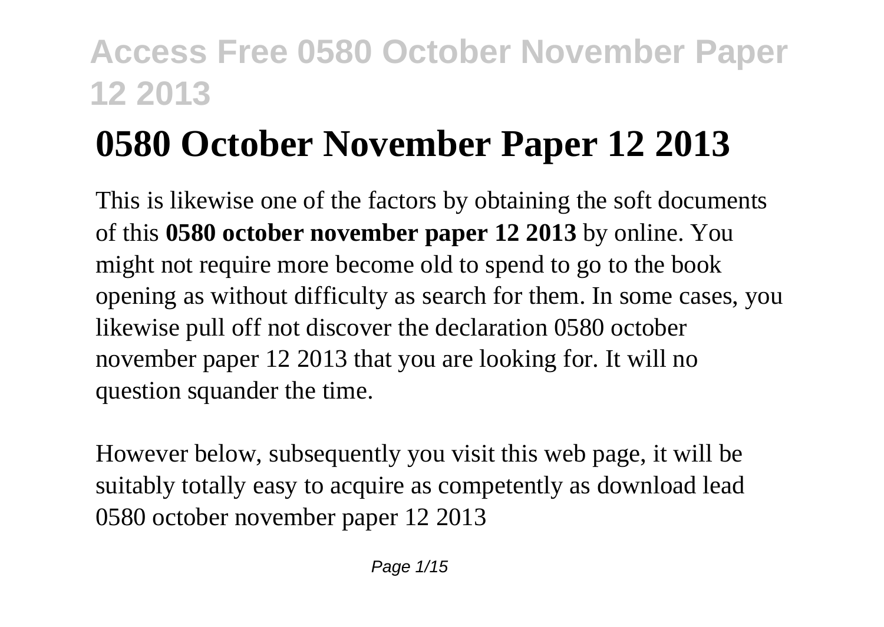# 0580 October November Paper 12 2013

This is likewise one of the factors by obtaining the soft documents of this **0580 october november paper 12 2013** by online. You might not require more become old to spend to go to the book opening as without difficulty as search for them. In some cases, you likewise pull off not discover the declaration 0580 october november paper 12 2013 that you are looking for. It will no question squander the time.

However below, subsequently you visit this web page, it will be suitably totally easy to acquire as competently as download lead 0580 october november paper 12 2013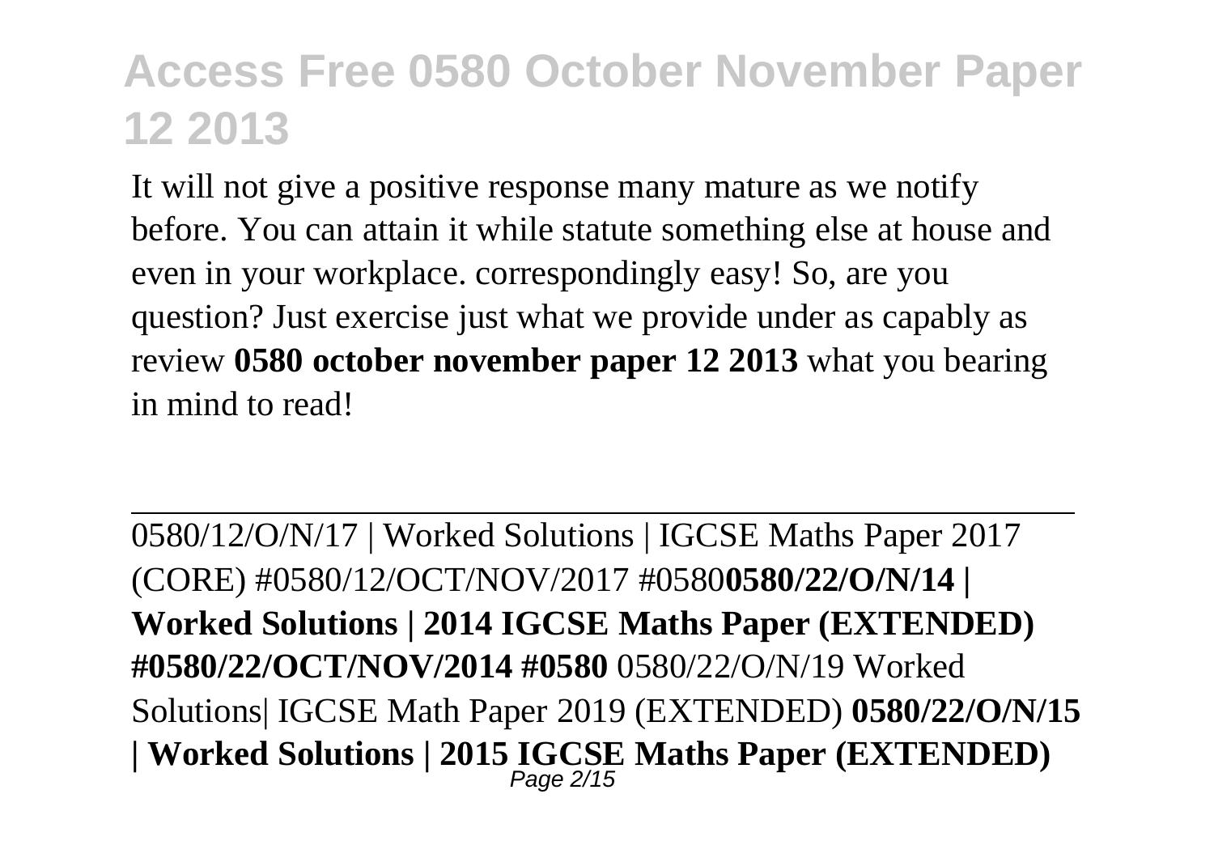It will not give a positive response many mature as we notify before. You can attain it while statute something else at house and even in your workplace. correspondingly easy! So, are you question? Just exercise just what we provide under as capably as review **0580 october november paper 12 2013** what you bearing in mind to read!

---

0580/12/O/N/17 | Worked Solutions | IGCSE Maths Paper 2017 (CORE) #0580/12/OCT/NOV/2017 #0580**0580/22/O/N/14 | Worked Solutions | 2014 IGCSE Maths Paper (EXTENDED) #0580/22/OCT/NOV/2014 #0580** 0580/22/O/N/19 Worked Solutions| IGCSE Math Paper 2019 (EXTENDED) **0580/22/O/N/15 | Worked Solutions | 2015 IGCSE Maths Paper (EXTENDED)**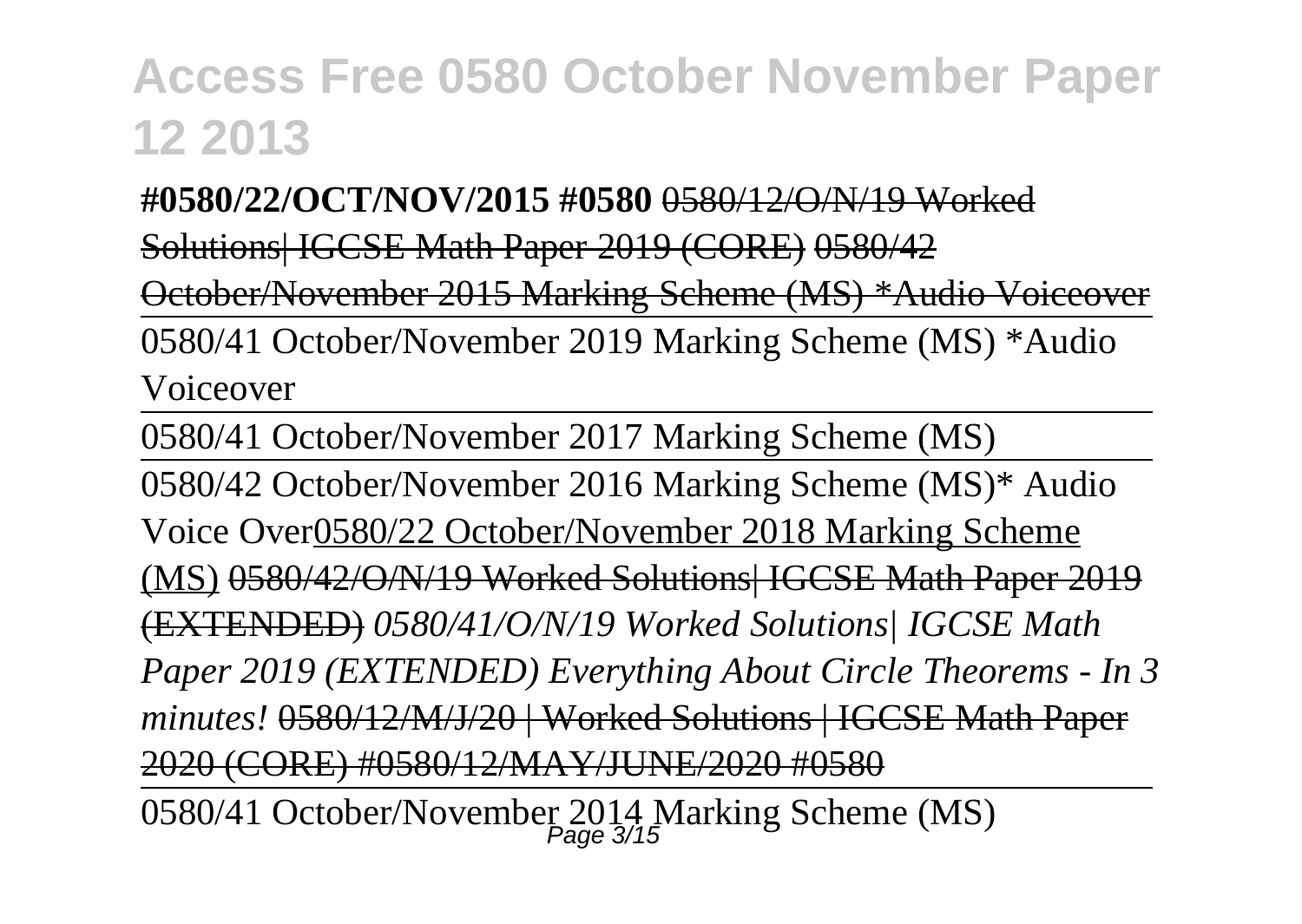**#0580/22/OCT/NOV/2015 #0580** 0580/12/O/N/19 Worked Solutions| IGCSE Math Paper 2019 (CORE) 0580/42 October/November 2015 Marking Scheme (MS) *Audio Voiceover

0580/41 October/November 2019 Marking Scheme (MS) *Audio Voiceover

0580/41 October/November 2017 Marking Scheme (MS)

0580/42 October/November 2016 Marking Scheme (MS)* Audio Voice Over0580/22 October/November 2018 Marking Scheme (MS) 0580/42/O/N/19 Worked Solutions| IGCSE Math Paper 2019 (EXTENDED) *0580/41/O/N/19 Worked Solutions| IGCSE Math Paper 2019 (EXTENDED) Everything About Circle Theorems - In 3 minutes!* 0580/12/M/J/20 | Worked Solutions | IGCSE Math Paper 2020 (CORE) #0580/12/MAY/JUNE/2020 #0580

0580/41 October/November 2014 Marking Scheme (MS)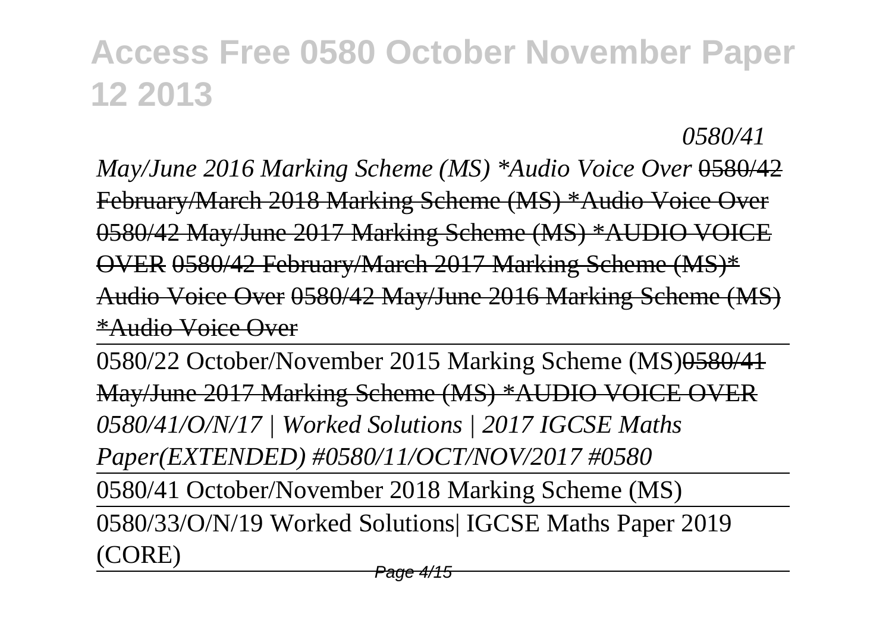*0580/41 May/June 2016 Marking Scheme (MS) *Audio Voice Over* ~~0580/42 February/March 2018 Marking Scheme (MS) *Audio Voice Over 0580/42 May/June 2017 Marking Scheme (MS) *AUDIO VOICE OVER 0580/42 February/March 2017 Marking Scheme (MS)* Audio Voice Over 0580/42 May/June 2016 Marking Scheme (MS) *Audio Voice Over~~

0580/22 October/November 2015 Marking Scheme (MS)~~0580/41 May/June 2017 Marking Scheme (MS) *AUDIO VOICE OVER~~ *0580/41/O/N/17 | Worked Solutions | 2017 IGCSE Maths Paper(EXTENDED) #0580/11/OCT/NOV/2017 #0580*

0580/41 October/November 2018 Marking Scheme (MS)

0580/33/O/N/19 Worked Solutions| IGCSE Maths Paper 2019 (CORE)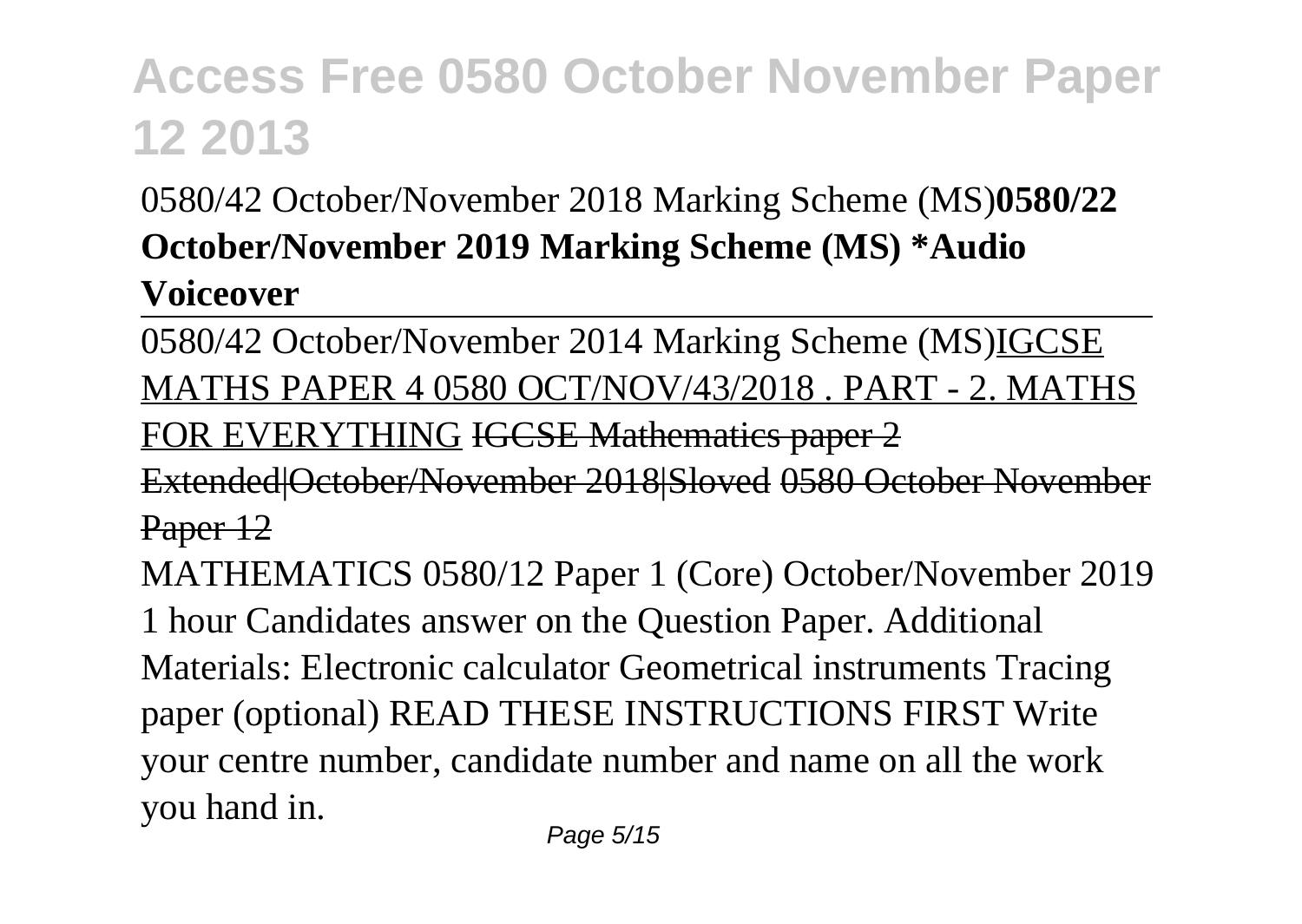# Access Free 0580 October November Paper 12 2013

0580/42 October/November 2018 Marking Scheme (MS)**0580/22 October/November 2019 Marking Scheme (MS) *Audio Voiceover**

0580/42 October/November 2014 Marking Scheme (MS)IGCSE MATHS PAPER 4 0580 OCT/NOV/43/2018 . PART - 2. MATHS FOR EVERYTHING ~~IGCSE Mathematics paper 2 Extended|October/November 2018|Sloved~~ ~~0580 October November Paper 12~~

MATHEMATICS 0580/12 Paper 1 (Core) October/November 2019 1 hour Candidates answer on the Question Paper. Additional Materials: Electronic calculator Geometrical instruments Tracing paper (optional) READ THESE INSTRUCTIONS FIRST Write your centre number, candidate number and name on all the work you hand in.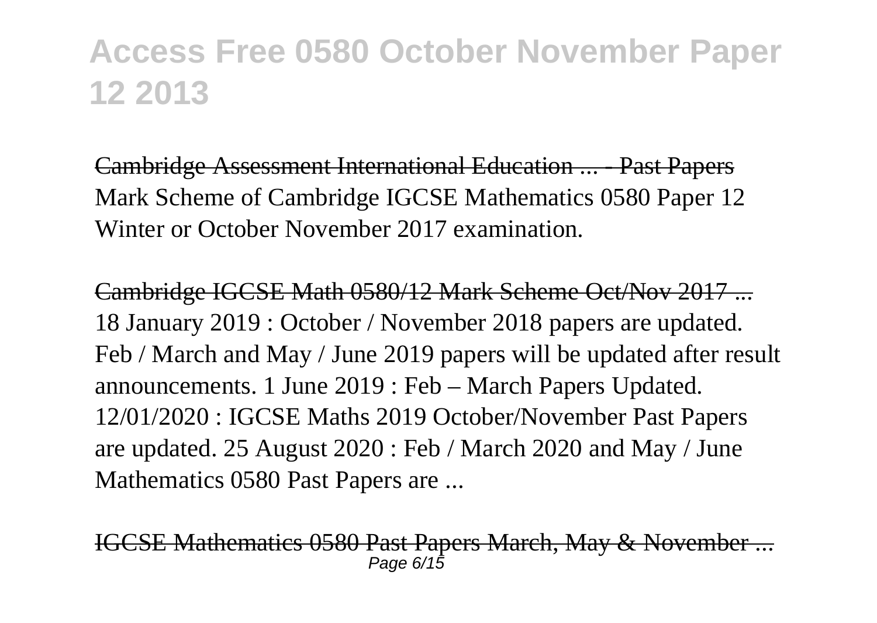Cambridge Assessment International Education ... - Past Papers
Mark Scheme of Cambridge IGCSE Mathematics 0580 Paper 12 Winter or October November 2017 examination.

Cambridge IGCSE Math 0580/12 Mark Scheme Oct/Nov 2017 ...
18 January 2019 : October / November 2018 papers are updated. Feb / March and May / June 2019 papers will be updated after result announcements. 1 June 2019 : Feb – March Papers Updated. 12/01/2020 : IGCSE Maths 2019 October/November Past Papers are updated. 25 August 2020 : Feb / March 2020 and May / June Mathematics 0580 Past Papers are ...

IGCSE Mathematics 0580 Past Papers March, May & November ...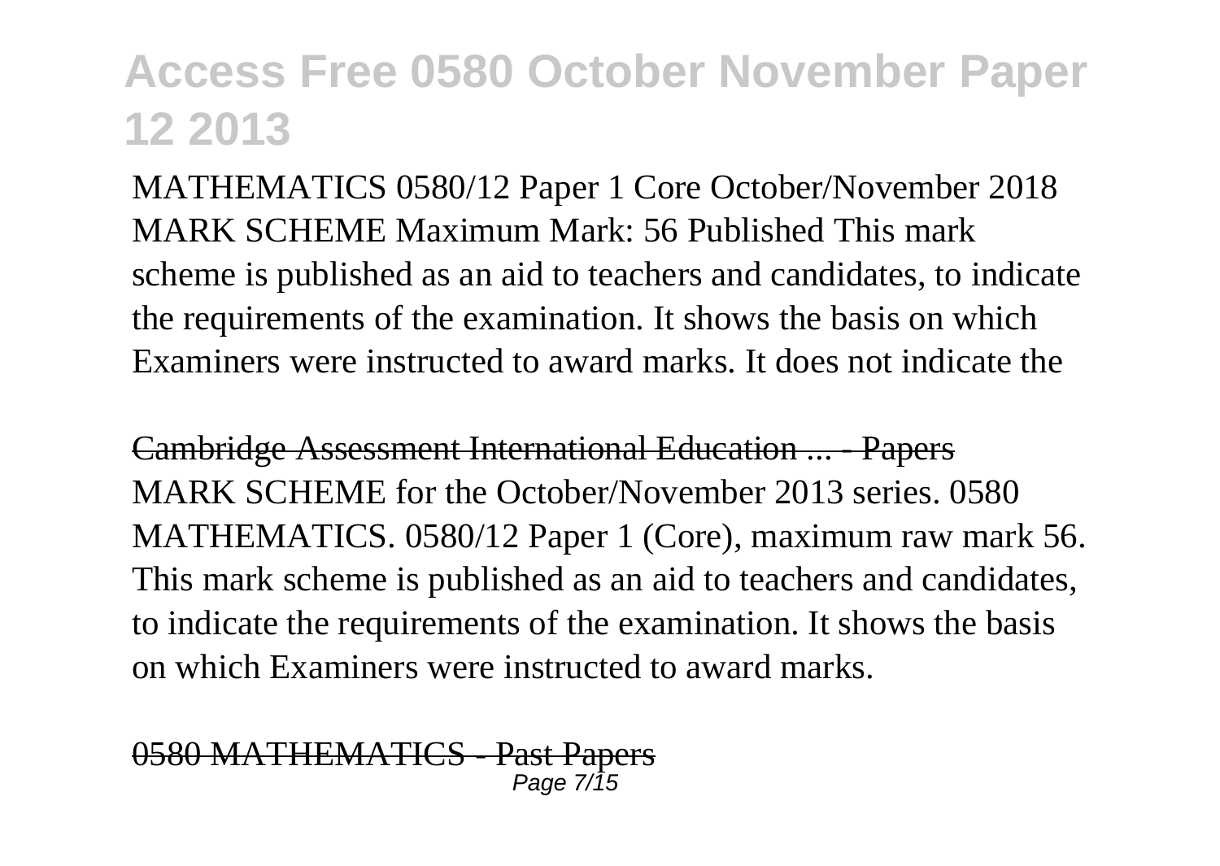# Access Free 0580 October November Paper 12 2013

MATHEMATICS 0580/12 Paper 1 Core October/November 2018 MARK SCHEME Maximum Mark: 56 Published This mark scheme is published as an aid to teachers and candidates, to indicate the requirements of the examination. It shows the basis on which Examiners were instructed to award marks. It does not indicate the

Cambridge Assessment International Education ... - Papers

MARK SCHEME for the October/November 2013 series. 0580 MATHEMATICS. 0580/12 Paper 1 (Core), maximum raw mark 56. This mark scheme is published as an aid to teachers and candidates, to indicate the requirements of the examination. It shows the basis on which Examiners were instructed to award marks.

0580 MATHEMATICS - Past Papers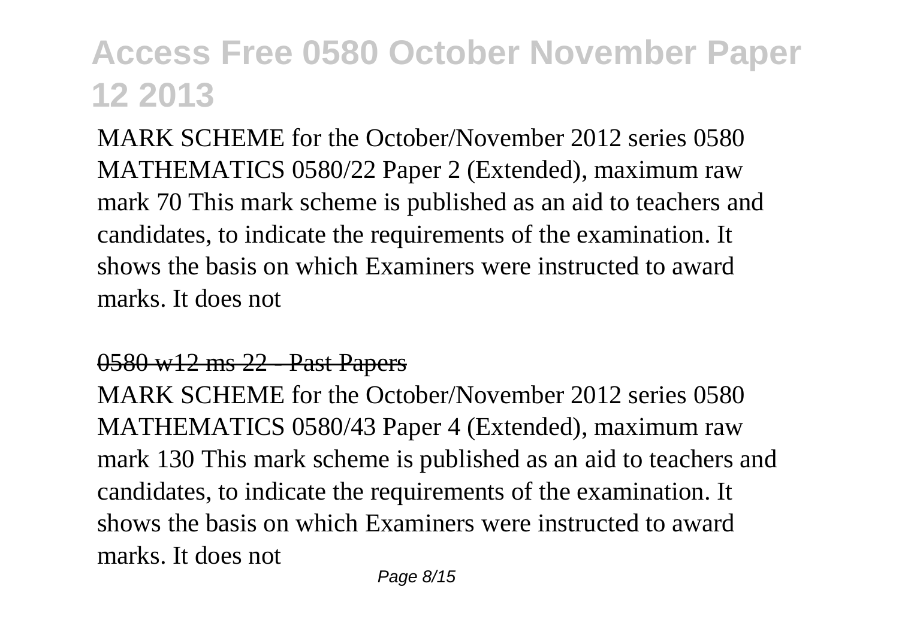MARK SCHEME for the October/November 2012 series 0580 MATHEMATICS 0580/22 Paper 2 (Extended), maximum raw mark 70 This mark scheme is published as an aid to teachers and candidates, to indicate the requirements of the examination. It shows the basis on which Examiners were instructed to award marks. It does not

## 0580 w12 ms 22 - Past Papers

MARK SCHEME for the October/November 2012 series 0580 MATHEMATICS 0580/43 Paper 4 (Extended), maximum raw mark 130 This mark scheme is published as an aid to teachers and candidates, to indicate the requirements of the examination. It shows the basis on which Examiners were instructed to award marks. It does not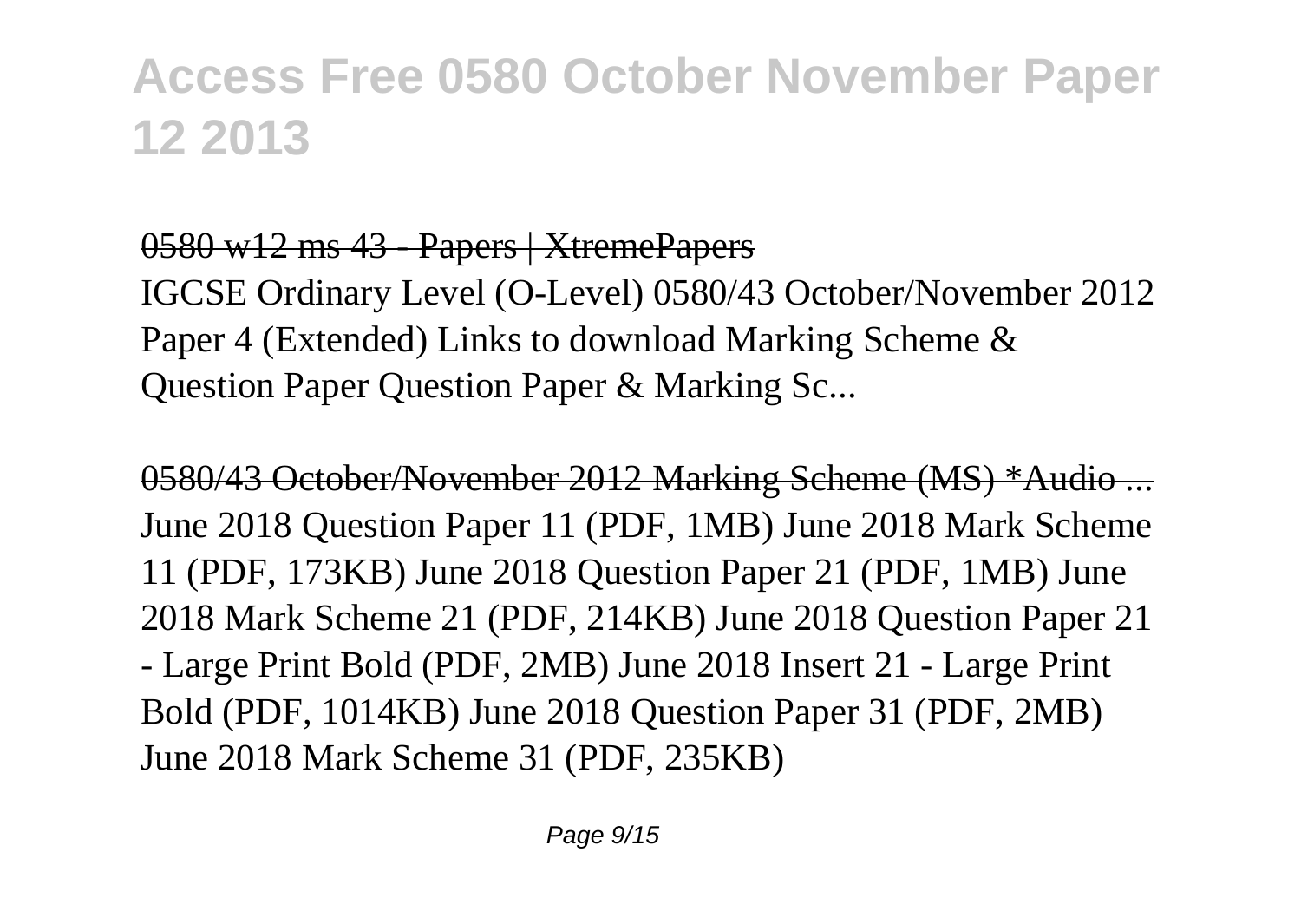# Access Free 0580 October November Paper 12 2013

0580 w12 ms 43 - Papers | XtremePapers

IGCSE Ordinary Level (O-Level) 0580/43 October/November 2012 Paper 4 (Extended) Links to download Marking Scheme & Question Paper Question Paper & Marking Sc...

0580/43 October/November 2012 Marking Scheme (MS) *Audio ...

June 2018 Question Paper 11 (PDF, 1MB) June 2018 Mark Scheme 11 (PDF, 173KB) June 2018 Question Paper 21 (PDF, 1MB) June 2018 Mark Scheme 21 (PDF, 214KB) June 2018 Question Paper 21 - Large Print Bold (PDF, 2MB) June 2018 Insert 21 - Large Print Bold (PDF, 1014KB) June 2018 Question Paper 31 (PDF, 2MB) June 2018 Mark Scheme 31 (PDF, 235KB)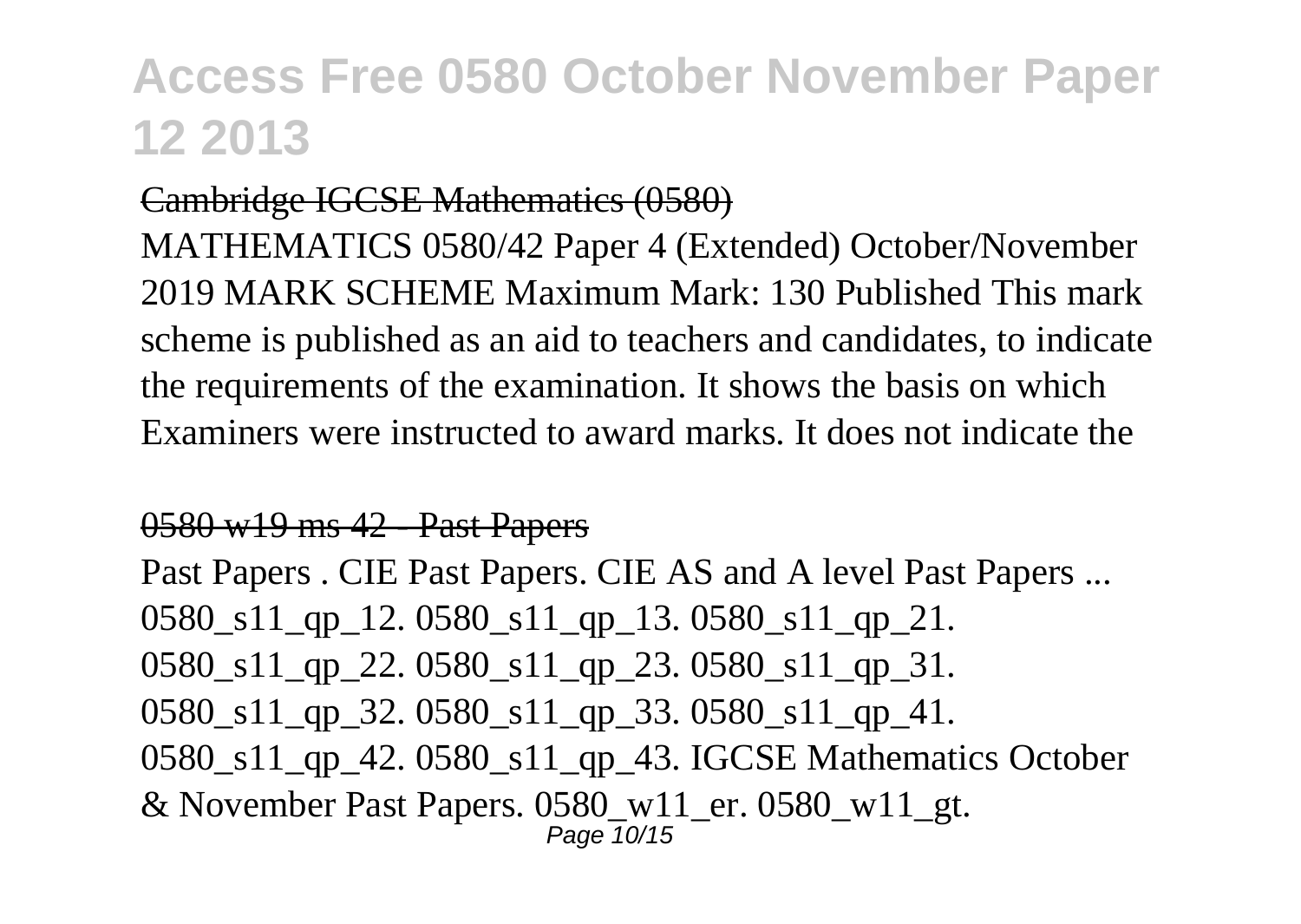Cambridge IGCSE Mathematics (0580)

MATHEMATICS 0580/42 Paper 4 (Extended) October/November 2019 MARK SCHEME Maximum Mark: 130 Published This mark scheme is published as an aid to teachers and candidates, to indicate the requirements of the examination. It shows the basis on which Examiners were instructed to award marks. It does not indicate the

0580 w19 ms 42 - Past Papers

Past Papers . CIE Past Papers. CIE AS and A level Past Papers ... 0580_s11_qp_12. 0580_s11_qp_13. 0580_s11_qp_21. 0580_s11_qp_22. 0580_s11_qp_23. 0580_s11_qp_31. 0580_s11_qp_32. 0580_s11_qp_33. 0580_s11_qp_41. 0580_s11_qp_42. 0580_s11_qp_43. IGCSE Mathematics October & November Past Papers. 0580_w11_er. 0580_w11_gt.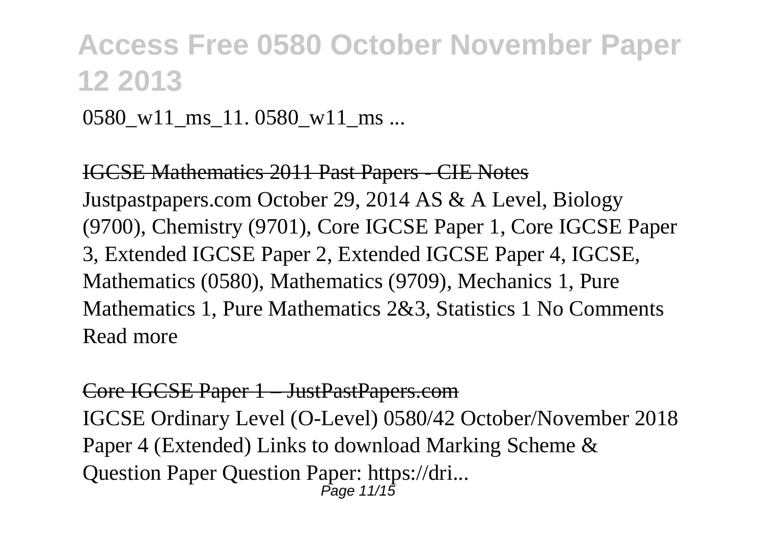0580_w11_ms_11. 0580_w11_ms ...

IGCSE Mathematics 2011 Past Papers - CIE Notes

Justpastpapers.com October 29, 2014 AS & A Level, Biology (9700), Chemistry (9701), Core IGCSE Paper 1, Core IGCSE Paper 3, Extended IGCSE Paper 2, Extended IGCSE Paper 4, IGCSE, Mathematics (0580), Mathematics (9709), Mechanics 1, Pure Mathematics 1, Pure Mathematics 2&3, Statistics 1 No Comments Read more

Core IGCSE Paper 1 – JustPastPapers.com

IGCSE Ordinary Level (O-Level) 0580/42 October/November 2018 Paper 4 (Extended) Links to download Marking Scheme & Question Paper Question Paper: https://dri...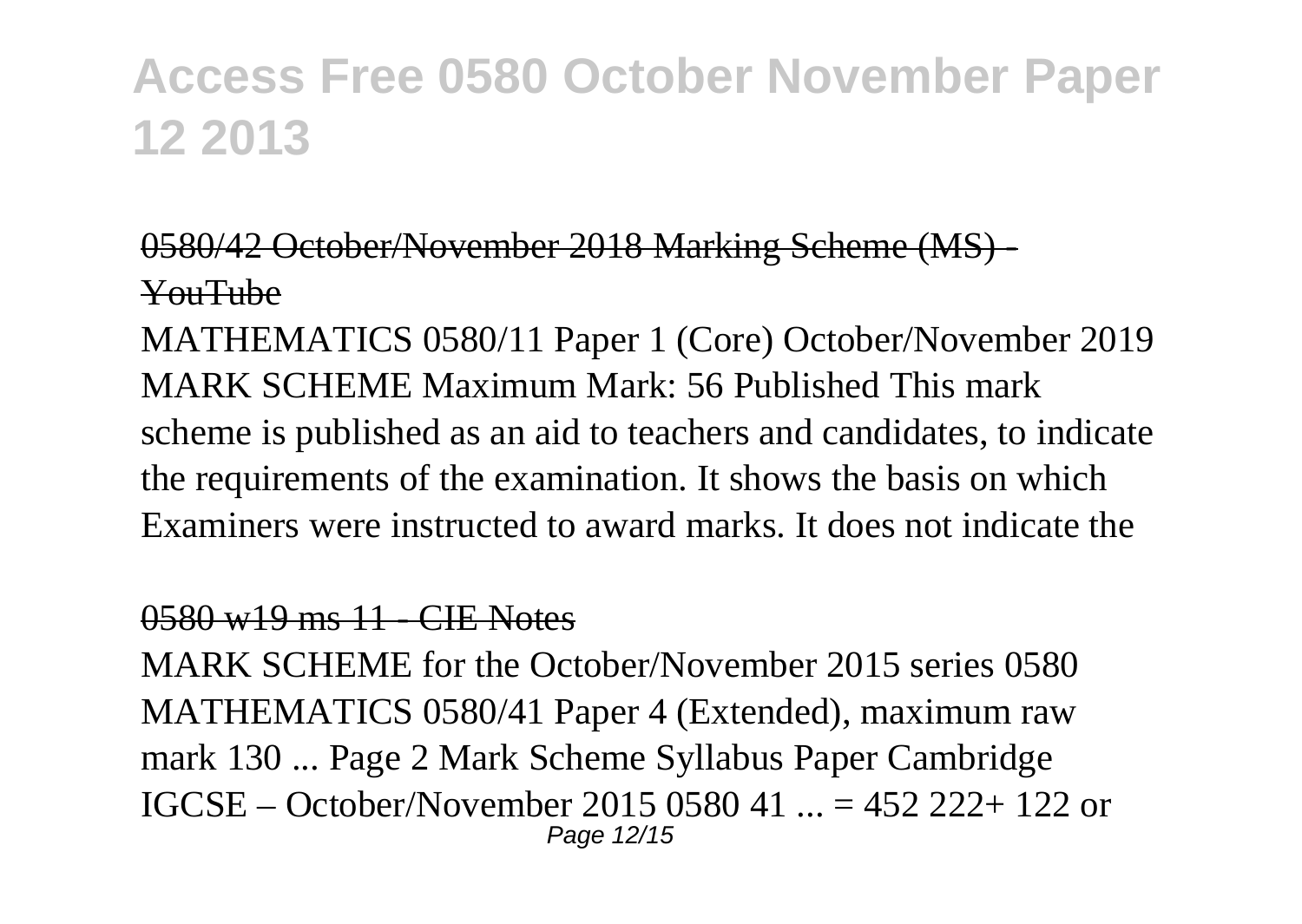# Access Free 0580 October November Paper 12 2013

~~0580/42 October/November 2018 Marking Scheme (MS) - YouTube~~

MATHEMATICS 0580/11 Paper 1 (Core) October/November 2019 MARK SCHEME Maximum Mark: 56 Published This mark scheme is published as an aid to teachers and candidates, to indicate the requirements of the examination. It shows the basis on which Examiners were instructed to award marks. It does not indicate the

~~0580 w19 ms 11 - CIE Notes~~

MARK SCHEME for the October/November 2015 series 0580 MATHEMATICS 0580/41 Paper 4 (Extended), maximum raw mark 130 ... Page 2 Mark Scheme Syllabus Paper Cambridge IGCSE – October/November 2015 0580 41 ... = 452 222+ 122 or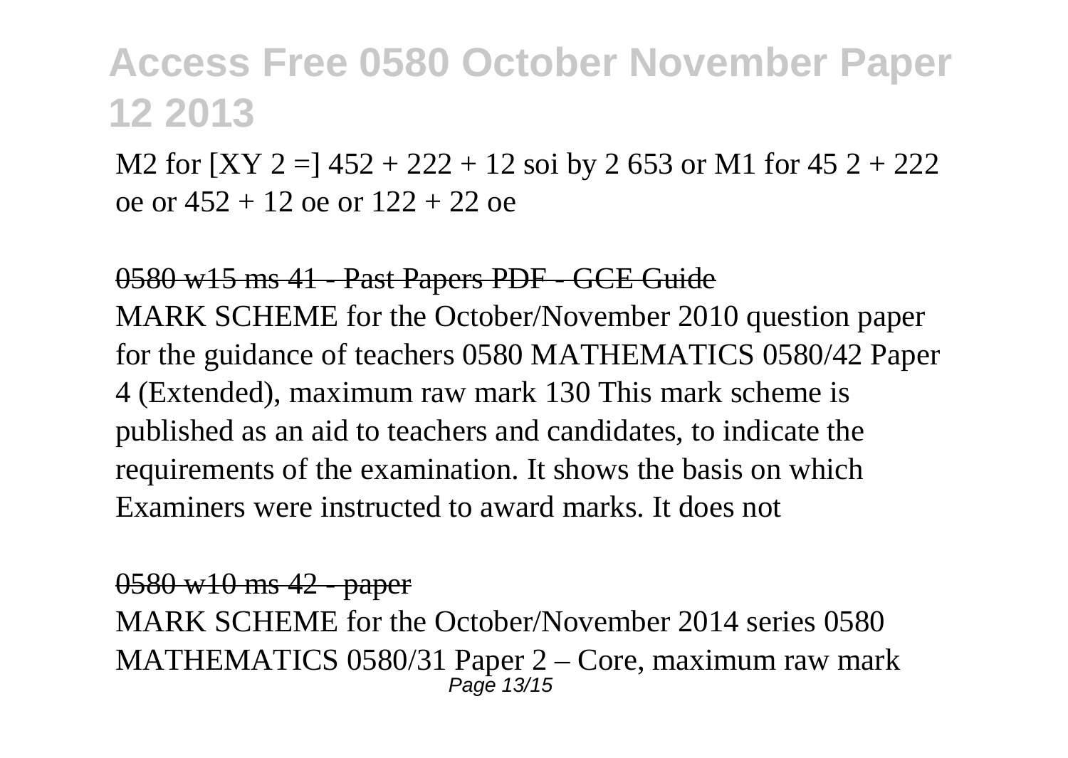# Access Free 0580 October November Paper 12 2013

M2 for [XY 2 =] 452 + 222 + 12 soi by 2 653 or M1 for 45 2 + 222 oe or 452 + 12 oe or 122 + 22 oe

## 0580 w15 ms 41 - Past Papers PDF - GCE Guide

MARK SCHEME for the October/November 2010 question paper for the guidance of teachers 0580 MATHEMATICS 0580/42 Paper 4 (Extended), maximum raw mark 130 This mark scheme is published as an aid to teachers and candidates, to indicate the requirements of the examination. It shows the basis on which Examiners were instructed to award marks. It does not

## 0580 w10 ms 42 - paper

MARK SCHEME for the October/November 2014 series 0580 MATHEMATICS 0580/31 Paper 2 – Core, maximum raw mark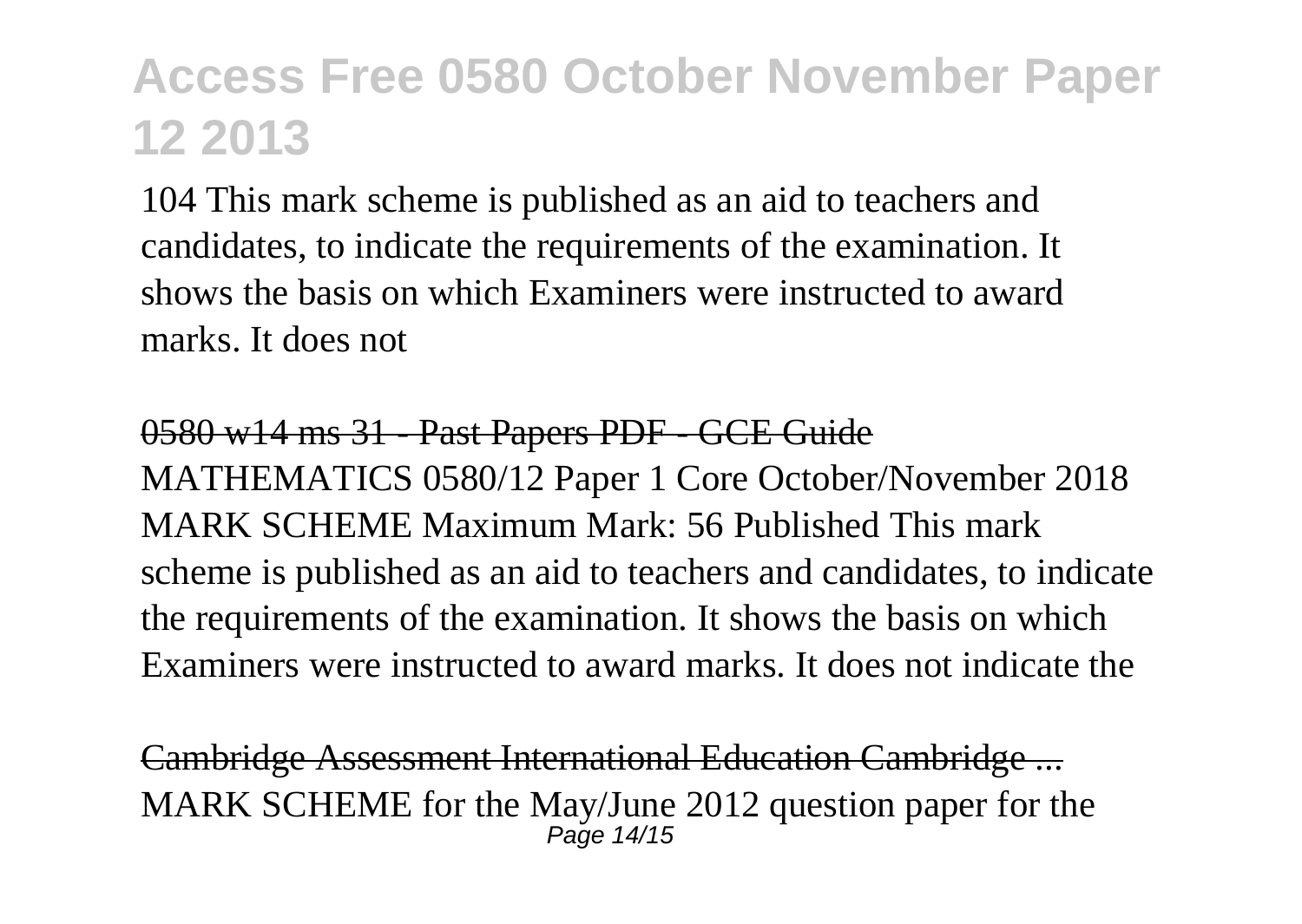104 This mark scheme is published as an aid to teachers and candidates, to indicate the requirements of the examination. It shows the basis on which Examiners were instructed to award marks. It does not

0580 w14 ms 31 - Past Papers PDF - GCE Guide

MATHEMATICS 0580/12 Paper 1 Core October/November 2018 MARK SCHEME Maximum Mark: 56 Published This mark scheme is published as an aid to teachers and candidates, to indicate the requirements of the examination. It shows the basis on which Examiners were instructed to award marks. It does not indicate the

Cambridge Assessment International Education Cambridge ...

MARK SCHEME for the May/June 2012 question paper for the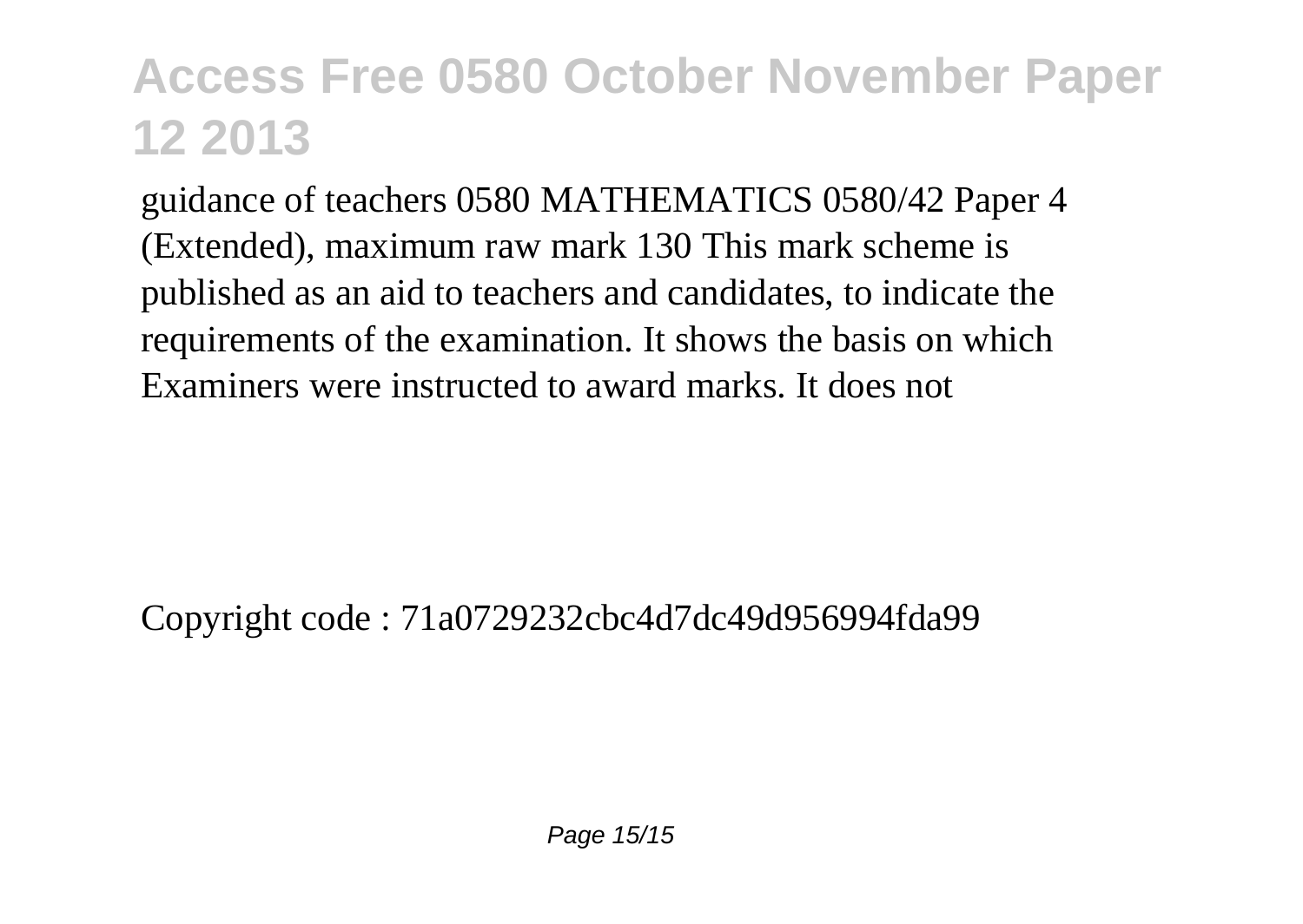guidance of teachers 0580 MATHEMATICS 0580/42 Paper 4 (Extended), maximum raw mark 130 This mark scheme is published as an aid to teachers and candidates, to indicate the requirements of the examination. It shows the basis on which Examiners were instructed to award marks. It does not

Copyright code : 71a0729232cbc4d7dc49d956994fda99